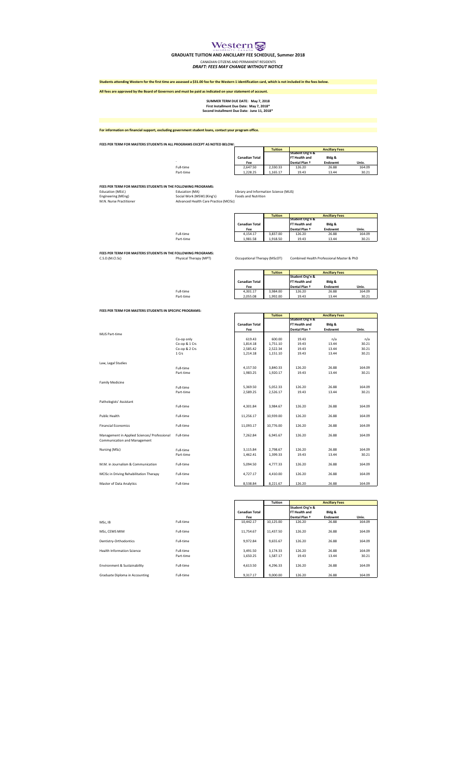# Western University Canada

## GRADUATE TUITION AND ANCILLARY FEE SCHEDULE, Summer 2018

CANADIAN CITIZENS AND PERMANENT RESIDENTS

***DRAFT: FEES MAY CHANGE WITHOUT NOTICE***

**Students attending Western for the first time are assessed a $31.00 fee for the Western 1 identification card, which is not included in the fees below.**

**All fees are approved by the Board of Governors and must be paid as indicated on your statement of account.**

**SUMMER TERM DUE DATE: May 7, 2018**
**First Installment Due Date: May 7, 2018***
**Second Installment Due Date: June 11, 2018***

**For information on financial support, excluding government student loans, contact your program office.**

**FEES PER TERM FOR MASTERS STUDENTS IN ALL PROGRAMS EXCEPT AS NOTED BELOW:**

| | Canadian Total Fee | Tuition | Ancillary Fees: Student Org'n & FT Health and Dental Plan † | Ancillary Fees: Bldg & Endowmt | Ancillary Fees: Univ. |
|---|---|---|---|---|---|
| Full-time | 2,647.50 | 2,330.33 | 126.20 | 26.88 | 164.09 |
| Part-time | 1,228.25 | 1,165.17 | 19.43 | 13.44 | 30.21 |

**FEES PER TERM FOR MASTERS STUDENTS IN THE FOLLOWING PROGRAMS:**

Education (MEd.), Engineering (MEng), M.N. Nurse Practitioner, Education (MA), Social Work (MSW) (King's), Advanced Health Care Practice (MClSc), Library and Information Science (MLIS), Foods and Nutrition

| | Canadian Total Fee | Tuition | Ancillary Fees: Student Org'n & FT Health and Dental Plan † | Ancillary Fees: Bldg & Endowmt | Ancillary Fees: Univ. |
|---|---|---|---|---|---|
| Full-time | 4,154.17 | 3,837.00 | 126.20 | 26.88 | 164.09 |
| Part-time | 1,981.58 | 1,918.50 | 19.43 | 13.44 | 30.21 |

**FEES PER TERM FOR MASTERS STUDENTS IN THE FOLLOWING PROGRAMS:**

C.S.D.(M.Cl.Sc), Physical Therapy (MPT), Occupational Therapy (MScOT), Combined Health Professional Master & PhD

| | Canadian Total Fee | Tuition | Ancillary Fees: Student Org'n & FT Health and Dental Plan † | Ancillary Fees: Bldg & Endowmt | Ancillary Fees: Univ. |
|---|---|---|---|---|---|
| Full-time | 4,301.17 | 3,984.00 | 126.20 | 26.88 | 164.09 |
| Part-time | 2,055.08 | 1,992.00 | 19.43 | 13.44 | 30.21 |

**FEES PER TERM FOR MASTERS STUDENTS IN SPECIFIC PROGRAMS:**

| Program | | Canadian Total Fee | Tuition | Ancillary Fees: Student Org'n & FT Health and Dental Plan † | Ancillary Fees: Bldg & Endowmt | Ancillary Fees: Univ. |
|---|---|---|---|---|---|---|
| MLIS Part-time | Co-op only | 619.43 | 600.00 | 19.43 | n/a | n/a |
| | Co-op & 1 Crs | 1,814.18 | 1,751.10 | 19.43 | 13.44 | 30.21 |
| | Co-op & 2 Crs | 2,585.42 | 2,522.34 | 19.43 | 13.44 | 30.21 |
| | 1 Crs | 1,214.18 | 1,151.10 | 19.43 | 13.44 | 30.21 |
| Law, Legal Studies | Full-time | 4,157.50 | 3,840.33 | 126.20 | 26.88 | 164.09 |
| | Part-time | 1,983.25 | 1,920.17 | 19.43 | 13.44 | 30.21 |
| Family Medicine | Full-time | 5,369.50 | 5,052.33 | 126.20 | 26.88 | 164.09 |
| | Part-time | 2,589.25 | 2,526.17 | 19.43 | 13.44 | 30.21 |
| Pathologists' Assistant | Full-time | 4,301.84 | 3,984.67 | 126.20 | 26.88 | 164.09 |
| Public Health | Full-time | 11,256.17 | 10,939.00 | 126.20 | 26.88 | 164.09 |
| Financial Economics | Full-time | 11,093.17 | 10,776.00 | 126.20 | 26.88 | 164.09 |
| Management in Applied Sciences/ Professional Communication and Management | Full-time | 7,262.84 | 6,945.67 | 126.20 | 26.88 | 164.09 |
| Nursing (MSc) | Full-time | 3,115.84 | 2,798.67 | 126.20 | 26.88 | 164.09 |
| | Part-time | 1,462.41 | 1,399.33 | 19.43 | 13.44 | 30.21 |
| M.M. in Journalism & Communication | Full-time | 5,094.50 | 4,777.33 | 126.20 | 26.88 | 164.09 |
| MClSc in Driving Rehabilitation Therapy | Full-time | 4,727.17 | 4,410.00 | 126.20 | 26.88 | 164.09 |
| Master of Data Analytics | Full-time | 8,538.84 | 8,221.67 | 126.20 | 26.88 | 164.09 |

| Program | | Canadian Total Fee | Tuition | Ancillary Fees: Student Org'n & FT Health and Dental Plan † | Ancillary Fees: Bldg & Endowmt | Ancillary Fees: Univ. |
|---|---|---|---|---|---|---|
| MSc, IB | Full-time | 10,442.17 | 10,125.00 | 126.20 | 26.88 | 164.09 |
| MSc, CEMS MIM | Full-time | 11,754.67 | 11,437.50 | 126.20 | 26.88 | 164.09 |
| Dentistry-Orthodontics | Full-time | 9,972.84 | 9,655.67 | 126.20 | 26.88 | 164.09 |
| Health Information Science | Full-time | 3,491.50 | 3,174.33 | 126.20 | 26.88 | 164.09 |
| | Part-time | 1,650.25 | 1,587.17 | 19.43 | 13.44 | 30.21 |
| Environment & Sustainability | Full-time | 4,613.50 | 4,296.33 | 126.20 | 26.88 | 164.09 |
| Graduate Diploma in Accounting | Full-time | 9,317.17 | 9,000.00 | 126.20 | 26.88 | 164.09 |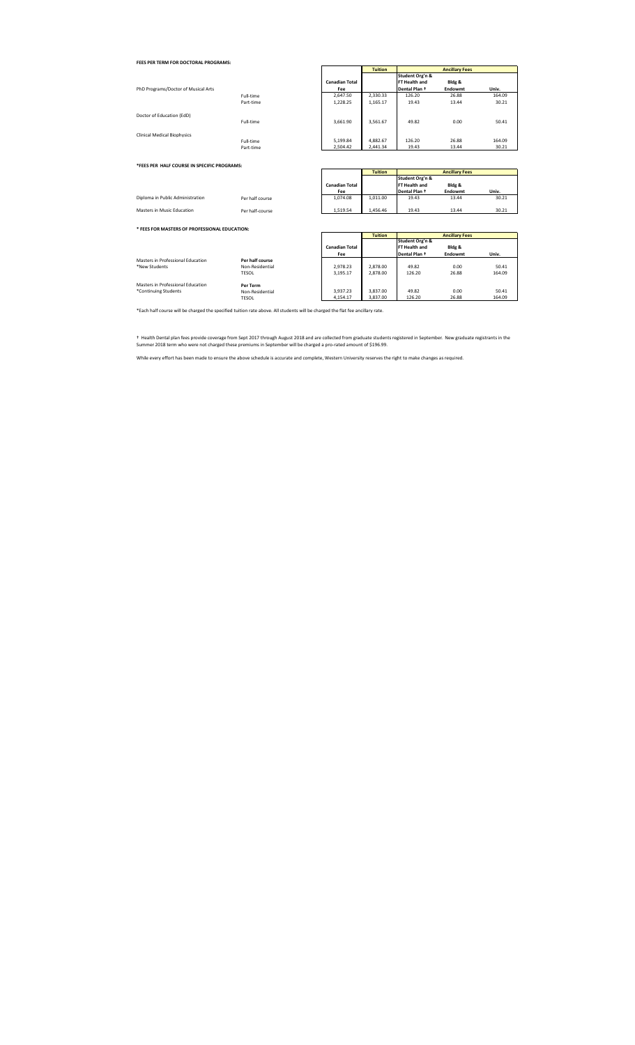**FEES PER TERM FOR DOCTORAL PROGRAMS:**

| | | Canadian Total Fee | Tuition | Ancillary Fees | | |
|---|---|---|---|---|---|---|
| | | | | Student Org'n & FT Health and Dental Plan † | Bldg & Endowmt | Univ. |
| PhD Programs/Doctor of Musical Arts | Full-time | 2,647.50 | 2,330.33 | 126.20 | 26.88 | 164.09 |
| | Part-time | 1,228.25 | 1,165.17 | 19.43 | 13.44 | 30.21 |
| Doctor of Education (EdD) | Full-time | 3,661.90 | 3,561.67 | 49.82 | 0.00 | 50.41 |
| Clinical Medical Biophysics | Full-time | 5,199.84 | 4,882.67 | 126.20 | 26.88 | 164.09 |
| | Part-time | 2,504.42 | 2,441.34 | 19.43 | 13.44 | 30.21 |

**\*FEES PER HALF COURSE IN SPECIFIC PROGRAMS:**

| | | Canadian Total Fee | Tuition | Ancillary Fees | | |
|---|---|---|---|---|---|---|
| | | | | Student Org'n & FT Health and Dental Plan † | Bldg & Endowmt | Univ. |
| Diploma in Public Administration | Per half course | 1,074.08 | 1,011.00 | 19.43 | 13.44 | 30.21 |
| Masters in Music Education | Per half-course | 1,519.54 | 1,456.46 | 19.43 | 13.44 | 30.21 |

**\* FEES FOR MASTERS OF PROFESSIONAL EDUCATION:**

| | | Canadian Total Fee | Tuition | Ancillary Fees | | |
|---|---|---|---|---|---|---|
| | | | | Student Org'n & FT Health and Dental Plan † | Bldg & Endowmt | Univ. |
| Masters in Professional Education *New Students | **Per half course** | | | | | |
| | Non-Residential | 2,978.23 | 2,878.00 | 49.82 | 0.00 | 50.41 |
| | TESOL | 3,195.17 | 2,878.00 | 126.20 | 26.88 | 164.09 |
| Masters in Professional Education *Continuing Students | **Per Term** | | | | | |
| | Non-Residential | 3,937.23 | 3,837.00 | 49.82 | 0.00 | 50.41 |
| | TESOL | 4,154.17 | 3,837.00 | 126.20 | 26.88 | 164.09 |

*Each half course will be charged the specified tuition rate above. All students will be charged the flat fee ancillary rate.

† Health Dental plan fees provide coverage from Sept 2017 through August 2018 and are collected from graduate students registered in September. New graduate registrants in the Summer 2018 term who were not charged these premiums in September will be charged a pro-rated amount of $196.99.

While every effort has been made to ensure the above schedule is accurate and complete, Western University reserves the right to make changes as required.